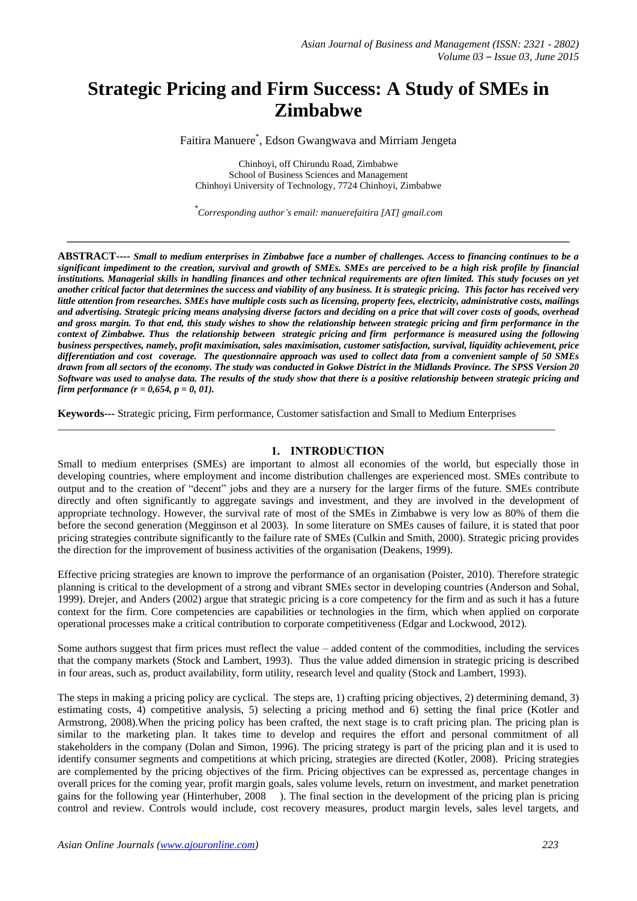# Strategic Pricing and Firm Success: A Study of SMEs in Zimbabwe

Faitira Manuere[*], Edson Gwangwava and Mirriam Jengeta

Chinhoyi, off Chirundu Road, Zimbabwe
School of Business Sciences and Management
Chinhoyi University of Technology, 7724 Chinhoyi, Zimbabwe

[*]*Corresponding author's email: manuerefaitira [AT] gmail.com*

---

**ABSTRACT---- *Small to medium enterprises in Zimbabwe face a number of challenges. Access to financing continues to be a significant impediment to the creation, survival and growth of SMEs. SMEs are perceived to be a high risk profile by financial institutions. Managerial skills in handling finances and other technical requirements are often limited. This study focuses on yet another critical factor that determines the success and viability of any business. It is strategic pricing. This factor has received very little attention from researches. SMEs have multiple costs such as licensing, property fees, electricity, administrative costs, mailings and advertising. Strategic pricing means analysing diverse factors and deciding on a price that will cover costs of goods, overhead and gross margin. To that end, this study wishes to show the relationship between strategic pricing and firm performance in the context of Zimbabwe. Thus the relationship between strategic pricing and firm performance is measured using the following business perspectives, namely, profit maximisation, sales maximisation, customer satisfaction, survival, liquidity achievement, price differentiation and cost coverage. The questionnaire approach was used to collect data from a convenient sample of 50 SMEs drawn from all sectors of the economy. The study was conducted in Gokwe District in the Midlands Province. The SPSS Version 20 Software was used to analyse data. The results of the study show that there is a positive relationship between strategic pricing and firm performance (r = 0,654, p = 0, 01).***

**Keywords---** Strategic pricing, Firm performance, Customer satisfaction and Small to Medium Enterprises

---

## 1. INTRODUCTION

Small to medium enterprises (SMEs) are important to almost all economies of the world, but especially those in developing countries, where employment and income distribution challenges are experienced most. SMEs contribute to output and to the creation of "decent" jobs and they are a nursery for the larger firms of the future. SMEs contribute directly and often significantly to aggregate savings and investment, and they are involved in the development of appropriate technology. However, the survival rate of most of the SMEs in Zimbabwe is very low as 80% of them die before the second generation (Megginson et al 2003). In some literature on SMEs causes of failure, it is stated that poor pricing strategies contribute significantly to the failure rate of SMEs (Culkin and Smith, 2000). Strategic pricing provides the direction for the improvement of business activities of the organisation (Deakens, 1999).

Effective pricing strategies are known to improve the performance of an organisation (Poister, 2010). Therefore strategic planning is critical to the development of a strong and vibrant SMEs sector in developing countries (Anderson and Sohal, 1999). Drejer, and Anders (2002) argue that strategic pricing is a core competency for the firm and as such it has a future context for the firm. Core competencies are capabilities or technologies in the firm, which when applied on corporate operational processes make a critical contribution to corporate competitiveness (Edgar and Lockwood, 2012).

Some authors suggest that firm prices must reflect the value – added content of the commodities, including the services that the company markets (Stock and Lambert, 1993). Thus the value added dimension in strategic pricing is described in four areas, such as, product availability, form utility, research level and quality (Stock and Lambert, 1993).

The steps in making a pricing policy are cyclical. The steps are, 1) crafting pricing objectives, 2) determining demand, 3) estimating costs, 4) competitive analysis, 5) selecting a pricing method and 6) setting the final price (Kotler and Armstrong, 2008).When the pricing policy has been crafted, the next stage is to craft pricing plan. The pricing plan is similar to the marketing plan. It takes time to develop and requires the effort and personal commitment of all stakeholders in the company (Dolan and Simon, 1996). The pricing strategy is part of the pricing plan and it is used to identify consumer segments and competitions at which pricing, strategies are directed (Kotler, 2008). Pricing strategies are complemented by the pricing objectives of the firm. Pricing objectives can be expressed as, percentage changes in overall prices for the coming year, profit margin goals, sales volume levels, return on investment, and market penetration gains for the following year (Hinterhuber, 2008 ). The final section in the development of the pricing plan is pricing control and review. Controls would include, cost recovery measures, product margin levels, sales level targets, and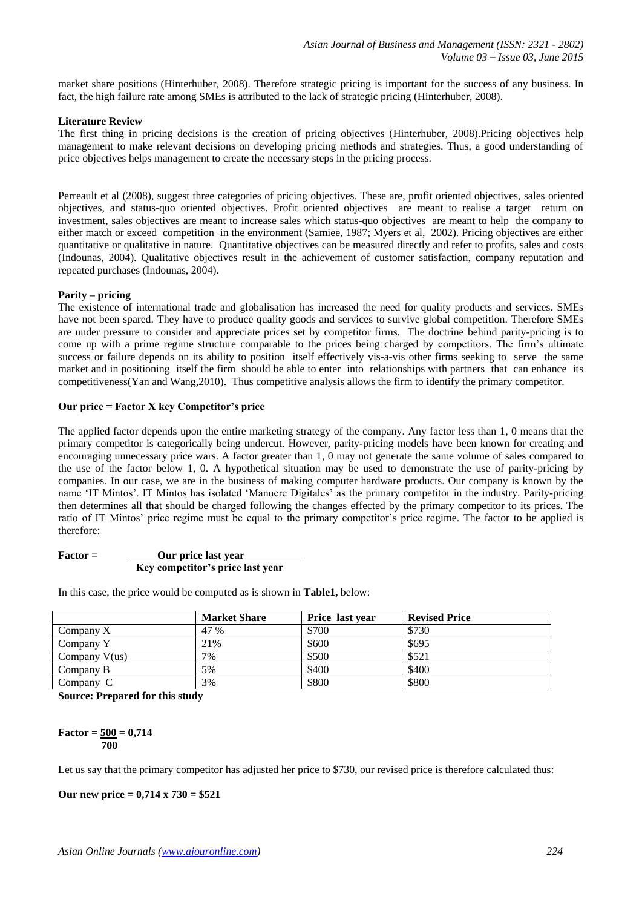market share positions (Hinterhuber, 2008). Therefore strategic pricing is important for the success of any business. In fact, the high failure rate among SMEs is attributed to the lack of strategic pricing (Hinterhuber, 2008).

**Literature Review**

The first thing in pricing decisions is the creation of pricing objectives (Hinterhuber, 2008).Pricing objectives help management to make relevant decisions on developing pricing methods and strategies. Thus, a good understanding of price objectives helps management to create the necessary steps in the pricing process.

Perreault et al (2008), suggest three categories of pricing objectives. These are, profit oriented objectives, sales oriented objectives, and status-quo oriented objectives. Profit oriented objectives are meant to realise a target return on investment, sales objectives are meant to increase sales which status-quo objectives are meant to help the company to either match or exceed competition in the environment (Samiee, 1987; Myers et al, 2002). Pricing objectives are either quantitative or qualitative in nature. Quantitative objectives can be measured directly and refer to profits, sales and costs (Indounas, 2004). Qualitative objectives result in the achievement of customer satisfaction, company reputation and repeated purchases (Indounas, 2004).

**Parity – pricing**

The existence of international trade and globalisation has increased the need for quality products and services. SMEs have not been spared. They have to produce quality goods and services to survive global competition. Therefore SMEs are under pressure to consider and appreciate prices set by competitor firms. The doctrine behind parity-pricing is to come up with a prime regime structure comparable to the prices being charged by competitors. The firm's ultimate success or failure depends on its ability to position itself effectively vis-a-vis other firms seeking to serve the same market and in positioning itself the firm should be able to enter into relationships with partners that can enhance its competitiveness(Yan and Wang,2010). Thus competitive analysis allows the firm to identify the primary competitor.

**Our price = Factor X key Competitor's price**

The applied factor depends upon the entire marketing strategy of the company. Any factor less than 1, 0 means that the primary competitor is categorically being undercut. However, parity-pricing models have been known for creating and encouraging unnecessary price wars. A factor greater than 1, 0 may not generate the same volume of sales compared to the use of the factor below 1, 0. A hypothetical situation may be used to demonstrate the use of parity-pricing by companies. In our case, we are in the business of making computer hardware products. Our company is known by the name 'IT Mintos'. IT Mintos has isolated 'Manuere Digitales' as the primary competitor in the industry. Parity-pricing then determines all that should be charged following the changes effected by the primary competitor to its prices. The ratio of IT Mintos' price regime must be equal to the primary competitor's price regime. The factor to be applied is therefore:

$$\textbf{Factor} = \frac{\textbf{Our price last year}}{\textbf{Key competitor's price last year}}$$

In this case, the price would be computed as is shown in **Table1,** below:

| | Market Share | Price last year | Revised Price |
|---|---|---|---|
| Company X | 47 % | $700 | $730 |
| Company Y | 21% | $600 | $695 |
| Company V(us) | 7% | $500 | $521 |
| Company B | 5% | $400 | $400 |
| Company C | 3% | $800 | $800 |

**Source: Prepared for this study**

$$\textbf{Factor} = \frac{500}{700} = 0{,}714$$

Let us say that the primary competitor has adjusted her price to $730, our revised price is therefore calculated thus:

**Our new price = 0,714 x 730 = $521**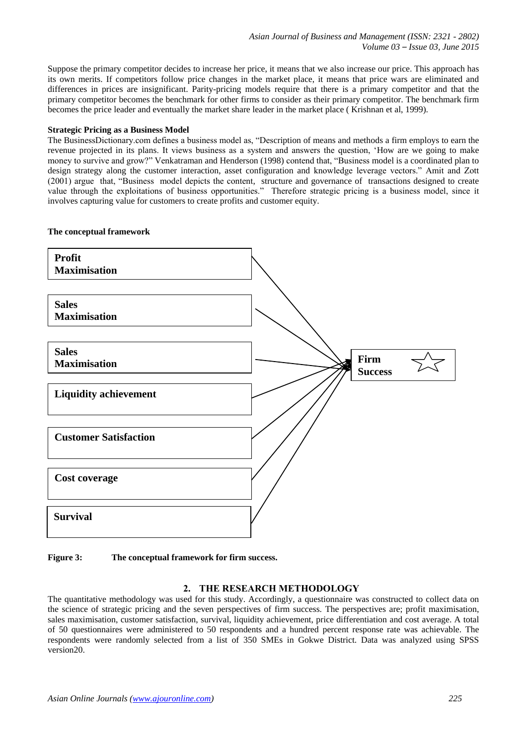Suppose the primary competitor decides to increase her price, it means that we also increase our price. This approach has its own merits. If competitors follow price changes in the market place, it means that price wars are eliminated and differences in prices are insignificant. Parity-pricing models require that there is a primary competitor and that the primary competitor becomes the benchmark for other firms to consider as their primary competitor. The benchmark firm becomes the price leader and eventually the market share leader in the market place ( Krishnan et al, 1999).

**Strategic Pricing as a Business Model**

The BusinessDictionary.com defines a business model as, "Description of means and methods a firm employs to earn the revenue projected in its plans. It views business as a system and answers the question, 'How are we going to make money to survive and grow?" Venkatraman and Henderson (1998) contend that, "Business model is a coordinated plan to design strategy along the customer interaction, asset configuration and knowledge leverage vectors." Amit and Zott (2001) argue that, "Business model depicts the content, structure and governance of transactions designed to create value through the exploitations of business opportunities." Therefore strategic pricing is a business model, since it involves capturing value for customers to create profits and customer equity.

**The conceptual framework**

Profit Maximisation → Firm Success

Sales Maximisation → Firm Success

Sales Maximisation → Firm Success

Liquidity achievement → Firm Success

Customer Satisfaction → Firm Success

Cost coverage → Firm Success

Survival → Firm Success

**Figure 3: The conceptual framework for firm success.**

## 2. THE RESEARCH METHODOLOGY

The quantitative methodology was used for this study. Accordingly, a questionnaire was constructed to collect data on the science of strategic pricing and the seven perspectives of firm success. The perspectives are; profit maximisation, sales maximisation, customer satisfaction, survival, liquidity achievement, price differentiation and cost average. A total of 50 questionnaires were administered to 50 respondents and a hundred percent response rate was achievable. The respondents were randomly selected from a list of 350 SMEs in Gokwe District. Data was analyzed using SPSS version20.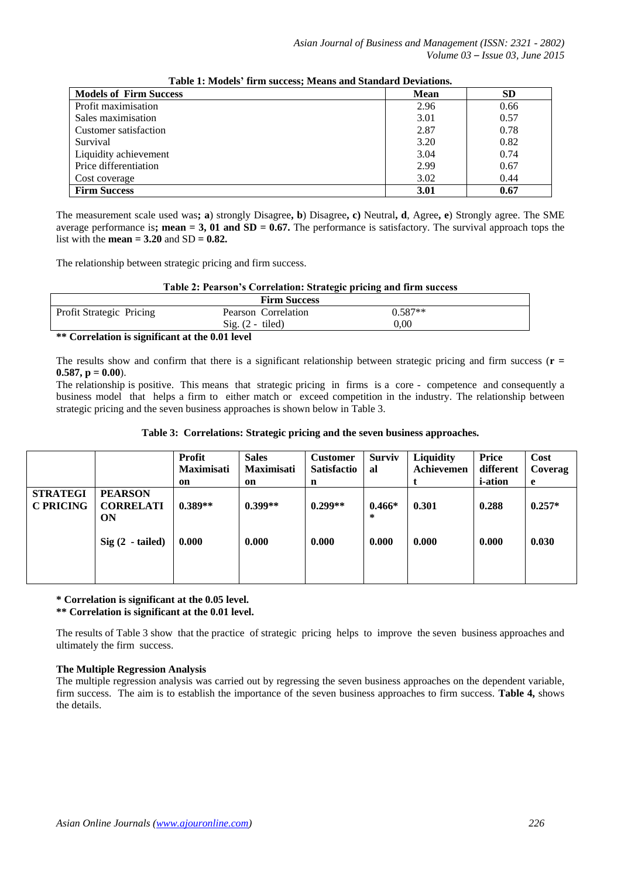**Table 1: Models' firm success; Means and Standard Deviations.**

| Models of Firm Success | Mean | SD |
|---|---|---|
| Profit maximisation | 2.96 | 0.66 |
| Sales maximisation | 3.01 | 0.57 |
| Customer satisfaction | 2.87 | 0.78 |
| Survival | 3.20 | 0.82 |
| Liquidity achievement | 3.04 | 0.74 |
| Price differentiation | 2.99 | 0.67 |
| Cost coverage | 3.02 | 0.44 |
| **Firm Success** | **3.01** | **0.67** |

The measurement scale used was**; a**) strongly Disagree**, b**) Disagree**, c)** Neutral**, d**, Agree**, e**) Strongly agree. The SME average performance is**; mean = 3, 01 and SD = 0.67.** The performance is satisfactory. The survival approach tops the list with the **mean = 3.20** and SD **= 0.82.**

The relationship between strategic pricing and firm success.

**Table 2: Pearson's Correlation: Strategic pricing and firm success**

| | Firm Success | |
|---|---|---|
| Profit Strategic Pricing | Pearson Correlation | 0.587** |
| | Sig. (2 - tiled) | 0,00 |

**** Correlation is significant at the 0.01 level**

The results show and confirm that there is a significant relationship between strategic pricing and firm success (**r = 0.587, p = 0.00**).

The relationship is positive. This means that strategic pricing in firms is a core - competence and consequently a business model that helps a firm to either match or exceed competition in the industry. The relationship between strategic pricing and the seven business approaches is shown below in Table 3.

**Table 3: Correlations: Strategic pricing and the seven business approaches.**

| | | Profit Maximisation | Sales Maximisation | Customer Satisfaction | Survival | Liquidity Achievement | Price differentiation | Cost Coverage |
|---|---|---|---|---|---|---|---|---|
| **STRATEGIC PRICING** | **PEARSON CORRELATION** | **0.389**** | **0.399**** | **0.299**** | **0.466**** | **0.301** | **0.288** | **0.257*** |
| | **Sig (2 - tailed)** | **0.000** | **0.000** | **0.000** | **0.000** | **0.000** | **0.000** | **0.030** |

**\* Correlation is significant at the 0.05 level.**
**** Correlation is significant at the 0.01 level.**

The results of Table 3 show that the practice of strategic pricing helps to improve the seven business approaches and ultimately the firm success.

**The Multiple Regression Analysis**

The multiple regression analysis was carried out by regressing the seven business approaches on the dependent variable, firm success. The aim is to establish the importance of the seven business approaches to firm success. **Table 4,** shows the details.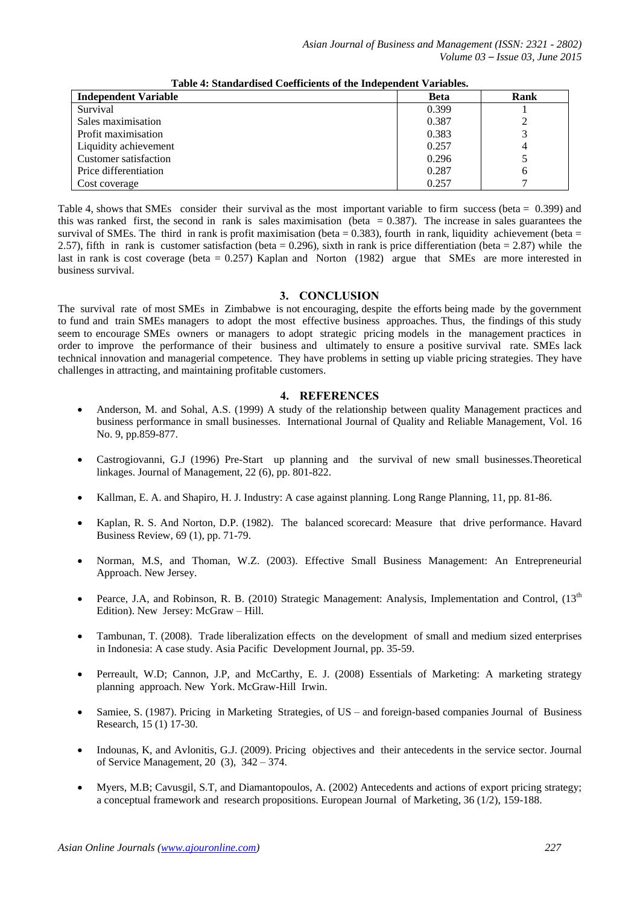**Table 4: Standardised Coefficients of the Independent Variables.**

| Independent Variable | Beta | Rank |
|---|---|---|
| Survival | 0.399 | 1 |
| Sales maximisation | 0.387 | 2 |
| Profit maximisation | 0.383 | 3 |
| Liquidity achievement | 0.257 | 4 |
| Customer satisfaction | 0.296 | 5 |
| Price differentiation | 0.287 | 6 |
| Cost coverage | 0.257 | 7 |

Table 4, shows that SMEs consider their survival as the most important variable to firm success (beta = 0.399) and this was ranked first, the second in rank is sales maximisation (beta = 0.387). The increase in sales guarantees the survival of SMEs. The third in rank is profit maximisation (beta = 0.383), fourth in rank, liquidity achievement (beta = 2.57), fifth in rank is customer satisfaction (beta = 0.296), sixth in rank is price differentiation (beta = 2.87) while the last in rank is cost coverage (beta = 0.257) Kaplan and Norton (1982) argue that SMEs are more interested in business survival.

## 3. CONCLUSION

The survival rate of most SMEs in Zimbabwe is not encouraging, despite the efforts being made by the government to fund and train SMEs managers to adopt the most effective business approaches. Thus, the findings of this study seem to encourage SMEs owners or managers to adopt strategic pricing models in the management practices in order to improve the performance of their business and ultimately to ensure a positive survival rate. SMEs lack technical innovation and managerial competence. They have problems in setting up viable pricing strategies. They have challenges in attracting, and maintaining profitable customers.

## 4. REFERENCES

- Anderson, M. and Sohal, A.S. (1999) A study of the relationship between quality Management practices and business performance in small businesses. International Journal of Quality and Reliable Management, Vol. 16 No. 9, pp.859-877.
- Castrogiovanni, G.J (1996) Pre-Start up planning and the survival of new small businesses.Theoretical linkages. Journal of Management, 22 (6), pp. 801-822.
- Kallman, E. A. and Shapiro, H. J. Industry: A case against planning. Long Range Planning, 11, pp. 81-86.
- Kaplan, R. S. And Norton, D.P. (1982). The balanced scorecard: Measure that drive performance. Havard Business Review, 69 (1), pp. 71-79.
- Norman, M.S, and Thoman, W.Z. (2003). Effective Small Business Management: An Entrepreneurial Approach. New Jersey.
- Pearce, J.A, and Robinson, R. B. (2010) Strategic Management: Analysis, Implementation and Control, (13th Edition). New Jersey: McGraw – Hill.
- Tambunan, T. (2008). Trade liberalization effects on the development of small and medium sized enterprises in Indonesia: A case study. Asia Pacific Development Journal, pp. 35-59.
- Perreault, W.D; Cannon, J.P, and McCarthy, E. J. (2008) Essentials of Marketing: A marketing strategy planning approach. New York. McGraw-Hill Irwin.
- Samiee, S. (1987). Pricing in Marketing Strategies, of US – and foreign-based companies Journal of Business Research, 15 (1) 17-30.
- Indounas, K, and Avlonitis, G.J. (2009). Pricing objectives and their antecedents in the service sector. Journal of Service Management, 20 (3), 342 – 374.
- Myers, M.B; Cavusgil, S.T, and Diamantopoulos, A. (2002) Antecedents and actions of export pricing strategy; a conceptual framework and research propositions. European Journal of Marketing, 36 (1/2), 159-188.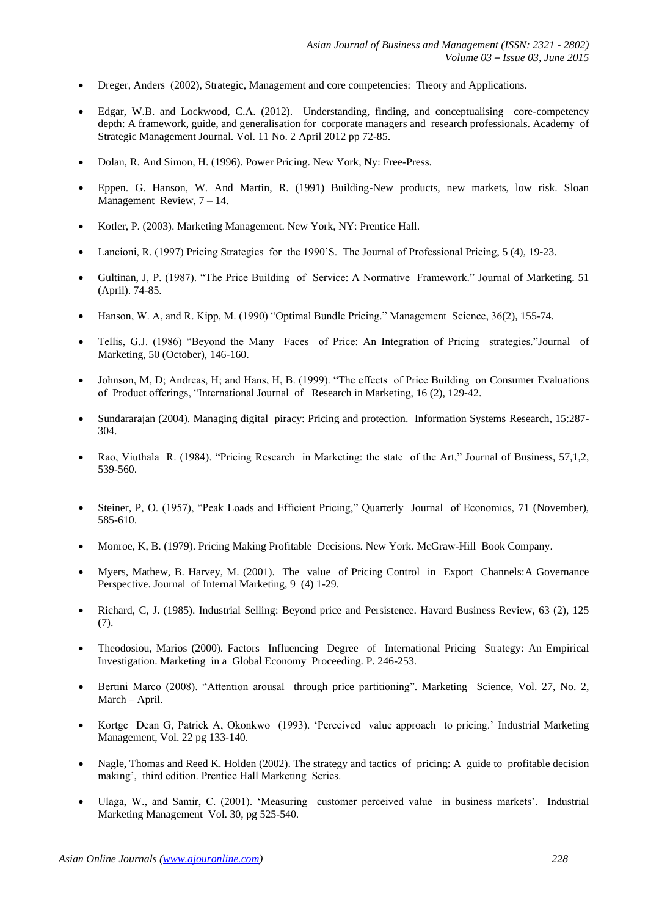- Dreger, Anders (2002), Strategic, Management and core competencies: Theory and Applications.
- Edgar, W.B. and Lockwood, C.A. (2012). Understanding, finding, and conceptualising core-competency depth: A framework, guide, and generalisation for corporate managers and research professionals. Academy of Strategic Management Journal. Vol. 11 No. 2 April 2012 pp 72-85.
- Dolan, R. And Simon, H. (1996). Power Pricing. New York, Ny: Free-Press.
- Eppen. G. Hanson, W. And Martin, R. (1991) Building-New products, new markets, low risk. Sloan Management Review, 7 – 14.
- Kotler, P. (2003). Marketing Management. New York, NY: Prentice Hall.
- Lancioni, R. (1997) Pricing Strategies for the 1990'S. The Journal of Professional Pricing, 5 (4), 19-23.
- Gultinan, J, P. (1987). "The Price Building of Service: A Normative Framework." Journal of Marketing. 51 (April). 74-85.
- Hanson, W. A, and R. Kipp, M. (1990) "Optimal Bundle Pricing." Management Science, 36(2), 155-74.
- Tellis, G.J. (1986) "Beyond the Many Faces of Price: An Integration of Pricing strategies."Journal of Marketing, 50 (October), 146-160.
- Johnson, M, D; Andreas, H; and Hans, H, B. (1999). "The effects of Price Building on Consumer Evaluations of Product offerings, "International Journal of Research in Marketing, 16 (2), 129-42.
- Sundararajan (2004). Managing digital piracy: Pricing and protection. Information Systems Research, 15:287-304.
- Rao, Viuthala R. (1984). "Pricing Research in Marketing: the state of the Art," Journal of Business, 57,1,2, 539-560.
- Steiner, P, O. (1957), "Peak Loads and Efficient Pricing," Quarterly Journal of Economics, 71 (November), 585-610.
- Monroe, K, B. (1979). Pricing Making Profitable Decisions. New York. McGraw-Hill Book Company.
- Myers, Mathew, B. Harvey, M. (2001). The value of Pricing Control in Export Channels:A Governance Perspective. Journal of Internal Marketing, 9 (4) 1-29.
- Richard, C, J. (1985). Industrial Selling: Beyond price and Persistence. Havard Business Review, 63 (2), 125 (7).
- Theodosiou, Marios (2000). Factors Influencing Degree of International Pricing Strategy: An Empirical Investigation. Marketing in a Global Economy Proceeding. P. 246-253.
- Bertini Marco (2008). "Attention arousal through price partitioning". Marketing Science, Vol. 27, No. 2, March – April.
- Kortge Dean G, Patrick A, Okonkwo (1993). 'Perceived value approach to pricing.' Industrial Marketing Management, Vol. 22 pg 133-140.
- Nagle, Thomas and Reed K. Holden (2002). The strategy and tactics of pricing: A guide to profitable decision making', third edition. Prentice Hall Marketing Series.
- Ulaga, W., and Samir, C. (2001). 'Measuring customer perceived value in business markets'. Industrial Marketing Management Vol. 30, pg 525-540.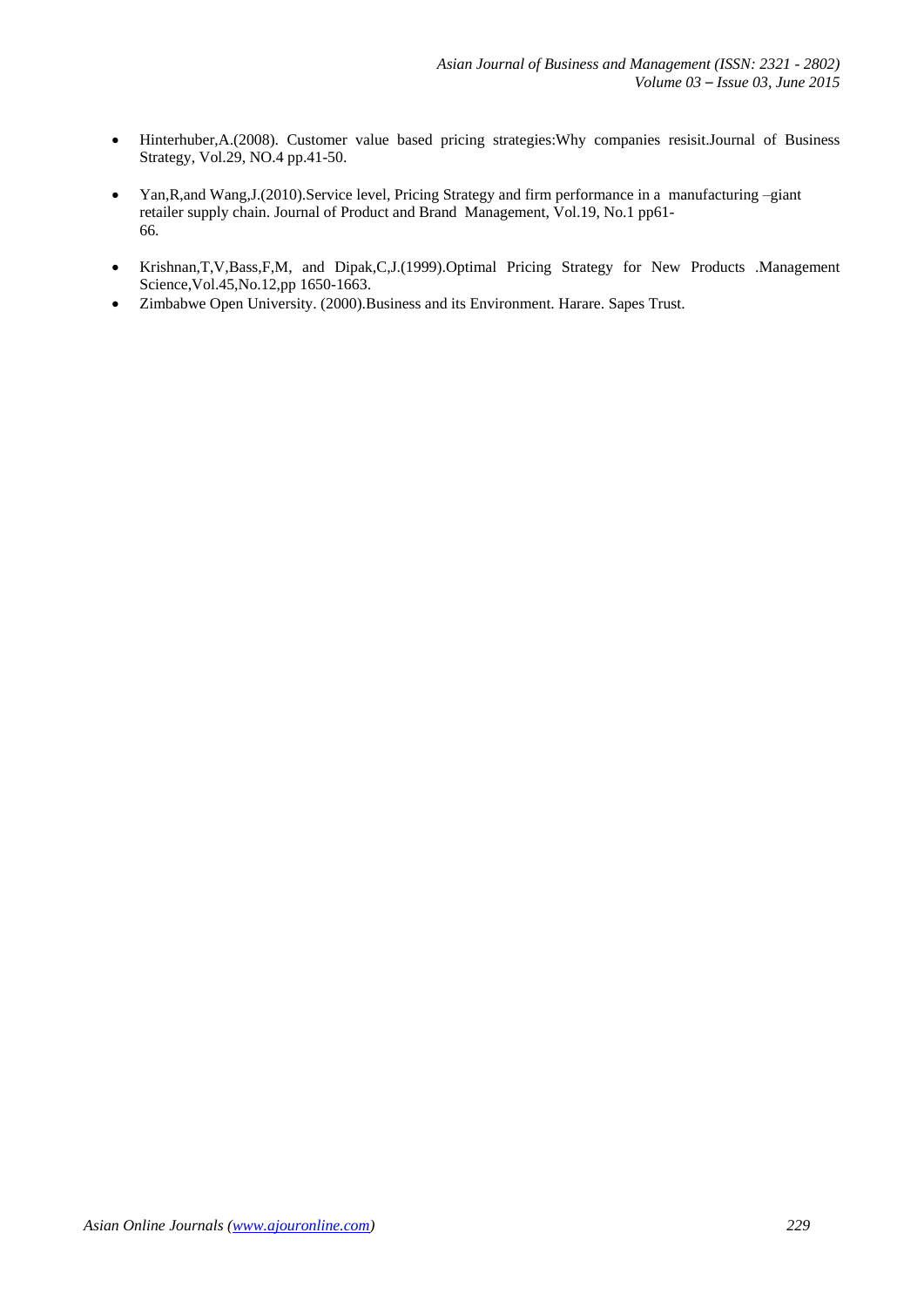- Hinterhuber,A.(2008). Customer value based pricing strategies:Why companies resisit.Journal of Business Strategy, Vol.29, NO.4 pp.41-50.

- Yan,R,and Wang,J.(2010).Service level, Pricing Strategy and firm performance in a manufacturing –giant retailer supply chain. Journal of Product and Brand Management, Vol.19, No.1 pp61-66.

- Krishnan,T,V,Bass,F,M, and Dipak,C,J.(1999).Optimal Pricing Strategy for New Products .Management Science,Vol.45,No.12,pp 1650-1663.
- Zimbabwe Open University. (2000).Business and its Environment. Harare. Sapes Trust.